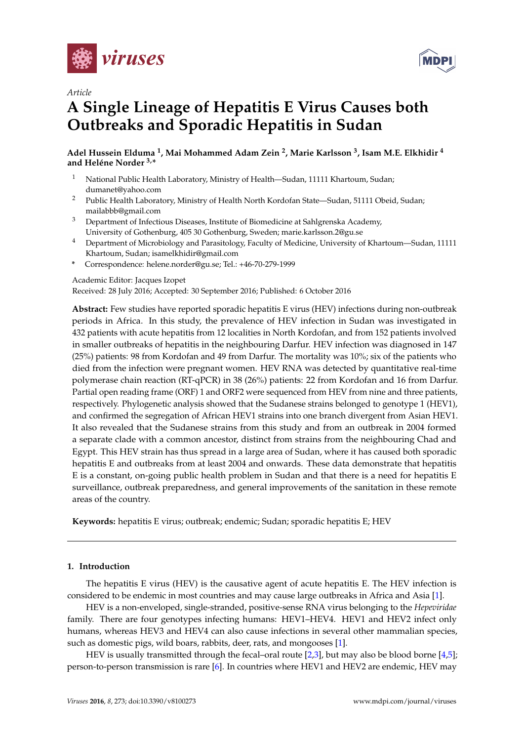Article

# A Single Lineage of Hepatitis E Virus Causes both Outbreaks and Sporadic Hepatitis in Sudan

**Adel Hussein Elduma [1], Mai Mohammed Adam Zein [2], Marie Karlsson [3], Isam M.E. Elkhidir [4] and Heléne Norder [3,*]**

1. National Public Health Laboratory, Ministry of Health—Sudan, 11111 Khartoum, Sudan; dumanet@yahoo.com
2. Public Health Laboratory, Ministry of Health North Kordofan State—Sudan, 51111 Obeid, Sudan; mailabbb@gmail.com
3. Department of Infectious Diseases, Institute of Biomedicine at Sahlgrenska Academy, University of Gothenburg, 405 30 Gothenburg, Sweden; marie.karlsson.2@gu.se
4. Department of Microbiology and Parasitology, Faculty of Medicine, University of Khartoum—Sudan, 11111 Khartoum, Sudan; isamelkhidir@gmail.com

\* Correspondence: helene.norder@gu.se; Tel.: +46-70-279-1999

Academic Editor: Jacques Izopet

Received: 28 July 2016; Accepted: 30 September 2016; Published: 6 October 2016

**Abstract:** Few studies have reported sporadic hepatitis E virus (HEV) infections during non-outbreak periods in Africa. In this study, the prevalence of HEV infection in Sudan was investigated in 432 patients with acute hepatitis from 12 localities in North Kordofan, and from 152 patients involved in smaller outbreaks of hepatitis in the neighbouring Darfur. HEV infection was diagnosed in 147 (25%) patients: 98 from Kordofan and 49 from Darfur. The mortality was 10%; six of the patients who died from the infection were pregnant women. HEV RNA was detected by quantitative real-time polymerase chain reaction (RT-qPCR) in 38 (26%) patients: 22 from Kordofan and 16 from Darfur. Partial open reading frame (ORF) 1 and ORF2 were sequenced from HEV from nine and three patients, respectively. Phylogenetic analysis showed that the Sudanese strains belonged to genotype 1 (HEV1), and confirmed the segregation of African HEV1 strains into one branch divergent from Asian HEV1. It also revealed that the Sudanese strains from this study and from an outbreak in 2004 formed a separate clade with a common ancestor, distinct from strains from the neighbouring Chad and Egypt. This HEV strain has thus spread in a large area of Sudan, where it has caused both sporadic hepatitis E and outbreaks from at least 2004 and onwards. These data demonstrate that hepatitis E is a constant, on-going public health problem in Sudan and that there is a need for hepatitis E surveillance, outbreak preparedness, and general improvements of the sanitation in these remote areas of the country.

**Keywords:** hepatitis E virus; outbreak; endemic; Sudan; sporadic hepatitis E; HEV

---

## 1. Introduction

The hepatitis E virus (HEV) is the causative agent of acute hepatitis E. The HEV infection is considered to be endemic in most countries and may cause large outbreaks in Africa and Asia [1].

HEV is a non-enveloped, single-stranded, positive-sense RNA virus belonging to the *Hepeviridae* family. There are four genotypes infecting humans: HEV1–HEV4. HEV1 and HEV2 infect only humans, whereas HEV3 and HEV4 can also cause infections in several other mammalian species, such as domestic pigs, wild boars, rabbits, deer, rats, and mongooses [1].

HEV is usually transmitted through the fecal–oral route [2,3], but may also be blood borne [4,5]; person-to-person transmission is rare [6]. In countries where HEV1 and HEV2 are endemic, HEV may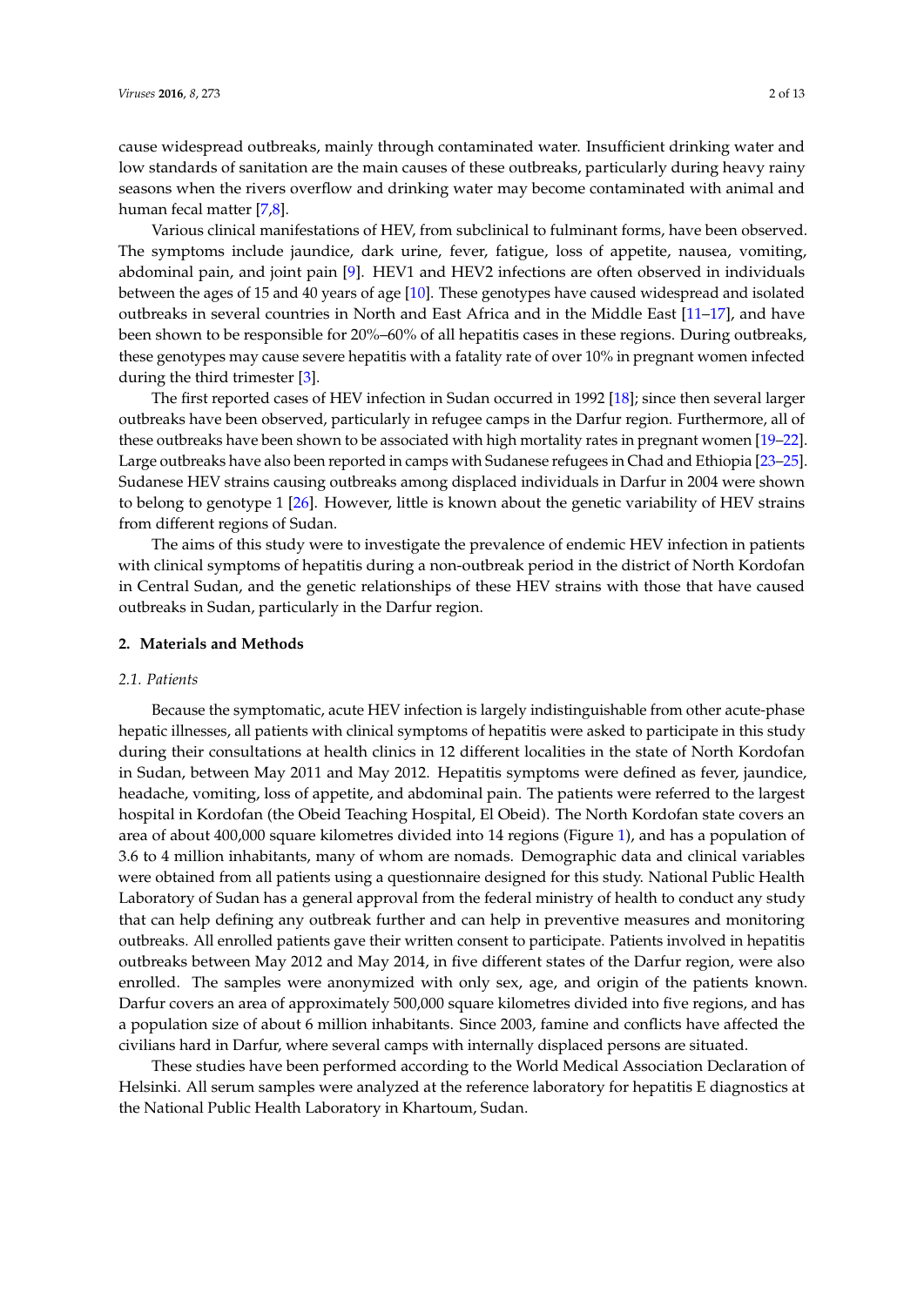cause widespread outbreaks, mainly through contaminated water. Insufficient drinking water and low standards of sanitation are the main causes of these outbreaks, particularly during heavy rainy seasons when the rivers overflow and drinking water may become contaminated with animal and human fecal matter [7,8].

Various clinical manifestations of HEV, from subclinical to fulminant forms, have been observed. The symptoms include jaundice, dark urine, fever, fatigue, loss of appetite, nausea, vomiting, abdominal pain, and joint pain [9]. HEV1 and HEV2 infections are often observed in individuals between the ages of 15 and 40 years of age [10]. These genotypes have caused widespread and isolated outbreaks in several countries in North and East Africa and in the Middle East [11–17], and have been shown to be responsible for 20%–60% of all hepatitis cases in these regions. During outbreaks, these genotypes may cause severe hepatitis with a fatality rate of over 10% in pregnant women infected during the third trimester [3].

The first reported cases of HEV infection in Sudan occurred in 1992 [18]; since then several larger outbreaks have been observed, particularly in refugee camps in the Darfur region. Furthermore, all of these outbreaks have been shown to be associated with high mortality rates in pregnant women [19–22]. Large outbreaks have also been reported in camps with Sudanese refugees in Chad and Ethiopia [23–25]. Sudanese HEV strains causing outbreaks among displaced individuals in Darfur in 2004 were shown to belong to genotype 1 [26]. However, little is known about the genetic variability of HEV strains from different regions of Sudan.

The aims of this study were to investigate the prevalence of endemic HEV infection in patients with clinical symptoms of hepatitis during a non-outbreak period in the district of North Kordofan in Central Sudan, and the genetic relationships of these HEV strains with those that have caused outbreaks in Sudan, particularly in the Darfur region.

## 2. Materials and Methods

### *2.1. Patients*

Because the symptomatic, acute HEV infection is largely indistinguishable from other acute-phase hepatic illnesses, all patients with clinical symptoms of hepatitis were asked to participate in this study during their consultations at health clinics in 12 different localities in the state of North Kordofan in Sudan, between May 2011 and May 2012. Hepatitis symptoms were defined as fever, jaundice, headache, vomiting, loss of appetite, and abdominal pain. The patients were referred to the largest hospital in Kordofan (the Obeid Teaching Hospital, El Obeid). The North Kordofan state covers an area of about 400,000 square kilometres divided into 14 regions (Figure 1), and has a population of 3.6 to 4 million inhabitants, many of whom are nomads. Demographic data and clinical variables were obtained from all patients using a questionnaire designed for this study. National Public Health Laboratory of Sudan has a general approval from the federal ministry of health to conduct any study that can help defining any outbreak further and can help in preventive measures and monitoring outbreaks. All enrolled patients gave their written consent to participate. Patients involved in hepatitis outbreaks between May 2012 and May 2014, in five different states of the Darfur region, were also enrolled. The samples were anonymized with only sex, age, and origin of the patients known. Darfur covers an area of approximately 500,000 square kilometres divided into five regions, and has a population size of about 6 million inhabitants. Since 2003, famine and conflicts have affected the civilians hard in Darfur, where several camps with internally displaced persons are situated.

These studies have been performed according to the World Medical Association Declaration of Helsinki. All serum samples were analyzed at the reference laboratory for hepatitis E diagnostics at the National Public Health Laboratory in Khartoum, Sudan.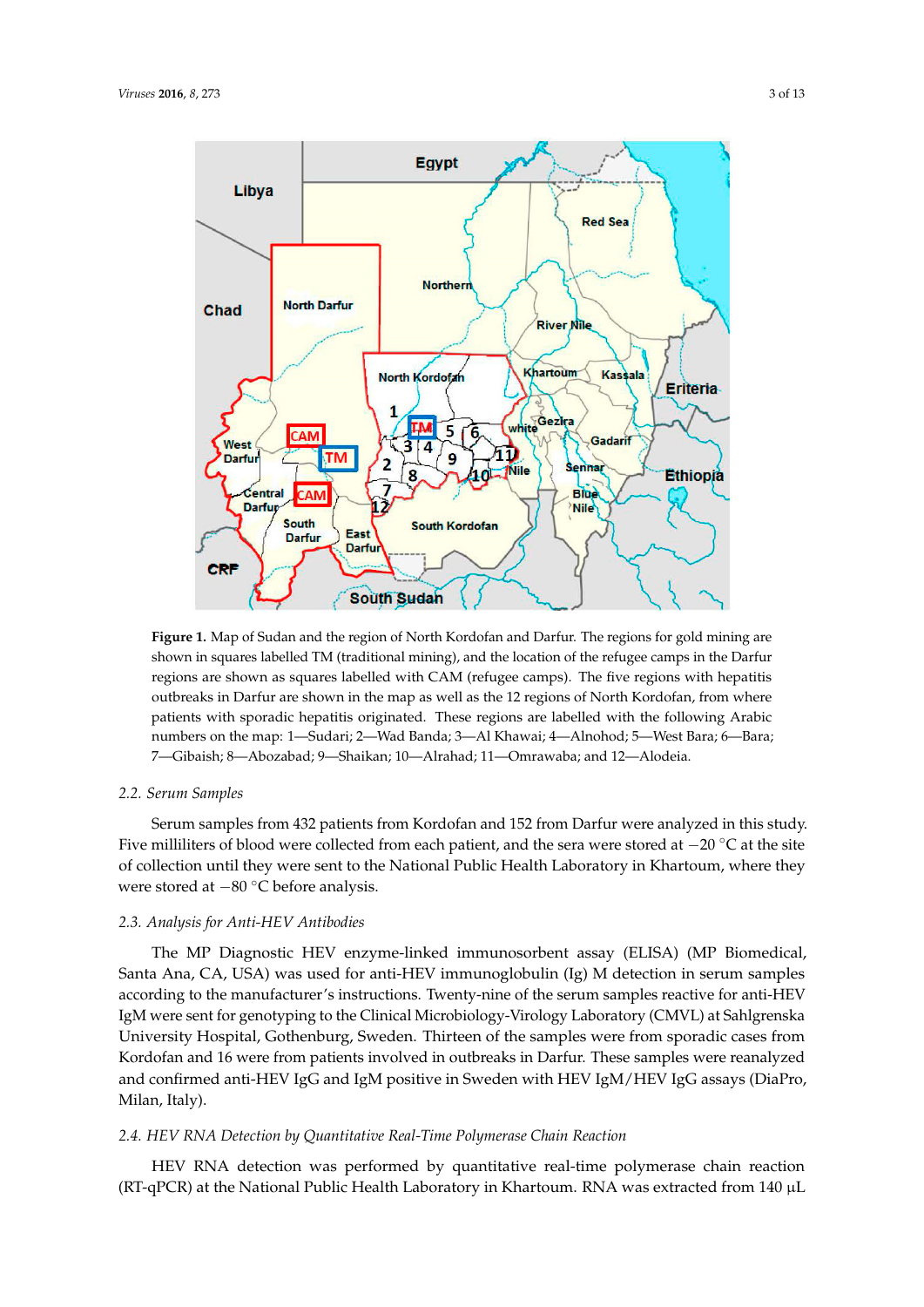**Figure 1.** Map of Sudan and the region of North Kordofan and Darfur. The regions for gold mining are shown in squares labelled TM (traditional mining), and the location of the refugee camps in the Darfur regions are shown as squares labelled with CAM (refugee camps). The five regions with hepatitis outbreaks in Darfur are shown in the map as well as the 12 regions of North Kordofan, from where patients with sporadic hepatitis originated. These regions are labelled with the following Arabic numbers on the map: 1—Sudari; 2—Wad Banda; 3—Al Khawai; 4—Alnohod; 5—West Bara; 6—Bara; 7—Gibaish; 8—Abozabad; 9—Shaikan; 10—Alrahad; 11—Omrawaba; and 12—Alodeia.

### 2.2. Serum Samples

Serum samples from 432 patients from Kordofan and 152 from Darfur were analyzed in this study. Five milliliters of blood were collected from each patient, and the sera were stored at −20 °C at the site of collection until they were sent to the National Public Health Laboratory in Khartoum, where they were stored at −80 °C before analysis.

### 2.3. Analysis for Anti-HEV Antibodies

The MP Diagnostic HEV enzyme-linked immunosorbent assay (ELISA) (MP Biomedical, Santa Ana, CA, USA) was used for anti-HEV immunoglobulin (Ig) M detection in serum samples according to the manufacturer's instructions. Twenty-nine of the serum samples reactive for anti-HEV IgM were sent for genotyping to the Clinical Microbiology-Virology Laboratory (CMVL) at Sahlgrenska University Hospital, Gothenburg, Sweden. Thirteen of the samples were from sporadic cases from Kordofan and 16 were from patients involved in outbreaks in Darfur. These samples were reanalyzed and confirmed anti-HEV IgG and IgM positive in Sweden with HEV IgM/HEV IgG assays (DiaPro, Milan, Italy).

### 2.4. HEV RNA Detection by Quantitative Real-Time Polymerase Chain Reaction

HEV RNA detection was performed by quantitative real-time polymerase chain reaction (RT-qPCR) at the National Public Health Laboratory in Khartoum. RNA was extracted from 140 μL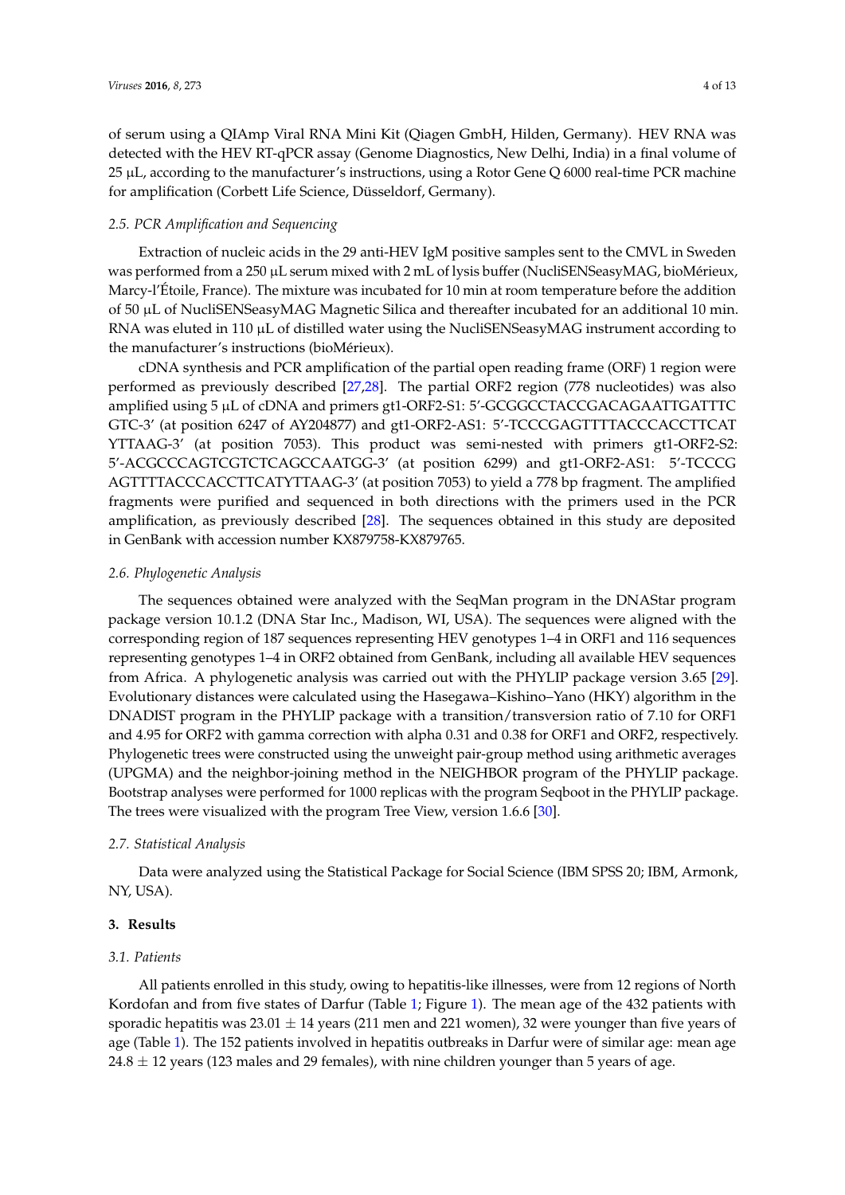of serum using a QIAmp Viral RNA Mini Kit (Qiagen GmbH, Hilden, Germany). HEV RNA was detected with the HEV RT-qPCR assay (Genome Diagnostics, New Delhi, India) in a final volume of 25 µL, according to the manufacturer's instructions, using a Rotor Gene Q 6000 real-time PCR machine for amplification (Corbett Life Science, Düsseldorf, Germany).

### *2.5. PCR Amplification and Sequencing*

Extraction of nucleic acids in the 29 anti-HEV IgM positive samples sent to the CMVL in Sweden was performed from a 250 µL serum mixed with 2 mL of lysis buffer (NucliSENSeasyMAG, bioMérieux, Marcy-l'Étoile, France). The mixture was incubated for 10 min at room temperature before the addition of 50 µL of NucliSENSeasyMAG Magnetic Silica and thereafter incubated for an additional 10 min. RNA was eluted in 110 µL of distilled water using the NucliSENSeasyMAG instrument according to the manufacturer's instructions (bioMérieux).

cDNA synthesis and PCR amplification of the partial open reading frame (ORF) 1 region were performed as previously described [27,28]. The partial ORF2 region (778 nucleotides) was also amplified using 5 µL of cDNA and primers gt1-ORF2-S1: 5′-GCGGCCTACCGACAGAATTGATTTC GTC-3′ (at position 6247 of AY204877) and gt1-ORF2-AS1: 5′-TCCCGAGTTTTACCCACCTTCAT YTTAAG-3′ (at position 7053). This product was semi-nested with primers gt1-ORF2-S2: 5′-ACGCCCAGTCGTCTCAGCCAATGG-3′ (at position 6299) and gt1-ORF2-AS1: 5′-TCCCG AGTTTTACCCACCTTCATYTTAAG-3′ (at position 7053) to yield a 778 bp fragment. The amplified fragments were purified and sequenced in both directions with the primers used in the PCR amplification, as previously described [28]. The sequences obtained in this study are deposited in GenBank with accession number KX879758-KX879765.

### *2.6. Phylogenetic Analysis*

The sequences obtained were analyzed with the SeqMan program in the DNAStar program package version 10.1.2 (DNA Star Inc., Madison, WI, USA). The sequences were aligned with the corresponding region of 187 sequences representing HEV genotypes 1–4 in ORF1 and 116 sequences representing genotypes 1–4 in ORF2 obtained from GenBank, including all available HEV sequences from Africa. A phylogenetic analysis was carried out with the PHYLIP package version 3.65 [29]. Evolutionary distances were calculated using the Hasegawa–Kishino–Yano (HKY) algorithm in the DNADIST program in the PHYLIP package with a transition/transversion ratio of 7.10 for ORF1 and 4.95 for ORF2 with gamma correction with alpha 0.31 and 0.38 for ORF1 and ORF2, respectively. Phylogenetic trees were constructed using the unweight pair-group method using arithmetic averages (UPGMA) and the neighbor-joining method in the NEIGHBOR program of the PHYLIP package. Bootstrap analyses were performed for 1000 replicas with the program Seqboot in the PHYLIP package. The trees were visualized with the program Tree View, version 1.6.6 [30].

### *2.7. Statistical Analysis*

Data were analyzed using the Statistical Package for Social Science (IBM SPSS 20; IBM, Armonk, NY, USA).

## **3. Results**

### *3.1. Patients*

All patients enrolled in this study, owing to hepatitis-like illnesses, were from 12 regions of North Kordofan and from five states of Darfur (Table 1; Figure 1). The mean age of the 432 patients with sporadic hepatitis was 23.01 ± 14 years (211 men and 221 women), 32 were younger than five years of age (Table 1). The 152 patients involved in hepatitis outbreaks in Darfur were of similar age: mean age 24.8 ± 12 years (123 males and 29 females), with nine children younger than 5 years of age.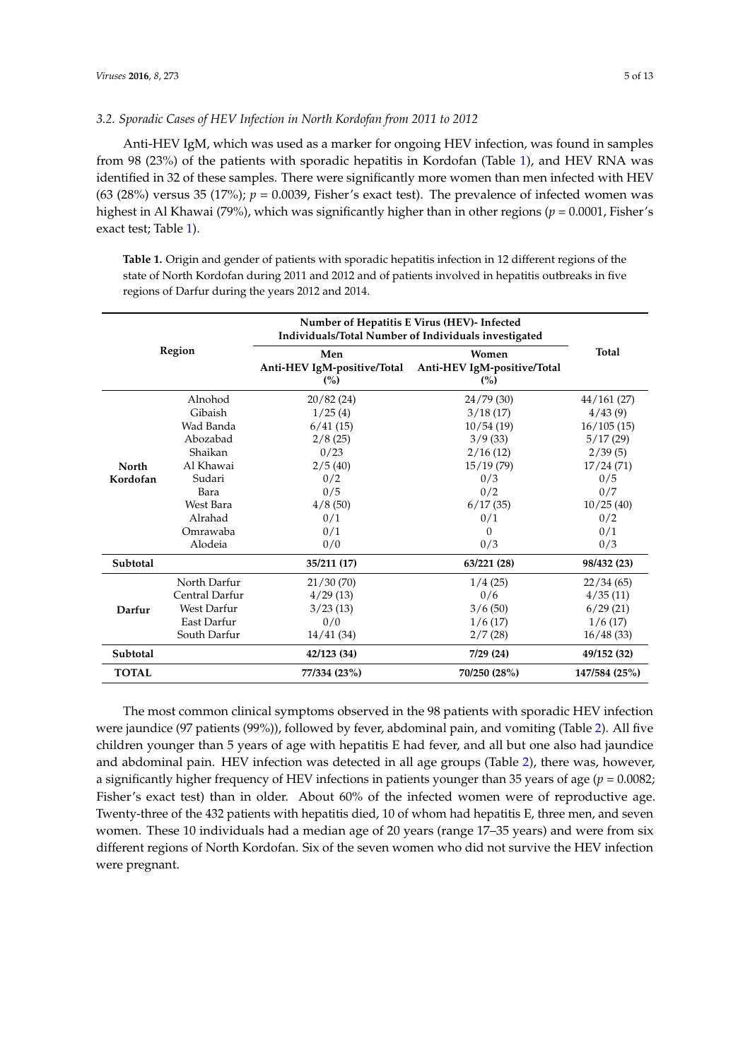### 3.2. Sporadic Cases of HEV Infection in North Kordofan from 2011 to 2012

Anti-HEV IgM, which was used as a marker for ongoing HEV infection, was found in samples from 98 (23%) of the patients with sporadic hepatitis in Kordofan (Table 1), and HEV RNA was identified in 32 of these samples. There were significantly more women than men infected with HEV (63 (28%) versus 35 (17%); $p = 0.0039$, Fisher's exact test). The prevalence of infected women was highest in Al Khawai (79%), which was significantly higher than in other regions ($p = 0.0001$, Fisher's exact test; Table 1).

**Table 1.** Origin and gender of patients with sporadic hepatitis infection in 12 different regions of the state of North Kordofan during 2011 and 2012 and of patients involved in hepatitis outbreaks in five regions of Darfur during the years 2012 and 2014.

| Region | | Number of Hepatitis E Virus (HEV)- Infected Individuals/Total Number of Individuals investigated | | Total |
|---|---|---|---|---|
| | | Men Anti-HEV IgM-positive/Total (%) | Women Anti-HEV IgM-positive/Total (%) | |
| **North Kordofan** | Alnohod | 20/82 (24) | 24/79 (30) | 44/161 (27) |
| | Gibaish | 1/25 (4) | 3/18 (17) | 4/43 (9) |
| | Wad Banda | 6/41 (15) | 10/54 (19) | 16/105 (15) |
| | Abozabad | 2/8 (25) | 3/9 (33) | 5/17 (29) |
| | Shaikan | 0/23 | 2/16 (12) | 2/39 (5) |
| | Al Khawai | 2/5 (40) | 15/19 (79) | 17/24 (71) |
| | Sudari | 0/2 | 0/3 | 0/5 |
| | Bara | 0/5 | 0/2 | 0/7 |
| | West Bara | 4/8 (50) | 6/17 (35) | 10/25 (40) |
| | Alrahad | 0/1 | 0/1 | 0/2 |
| | Omrawaba | 0/1 | 0 | 0/1 |
| | Alodeia | 0/0 | 0/3 | 0/3 |
| **Subtotal** | | **35/211 (17)** | **63/221 (28)** | **98/432 (23)** |
| **Darfur** | North Darfur | 21/30 (70) | 1/4 (25) | 22/34 (65) |
| | Central Darfur | 4/29 (13) | 0/6 | 4/35 (11) |
| | West Darfur | 3/23 (13) | 3/6 (50) | 6/29 (21) |
| | East Darfur | 0/0 | 1/6 (17) | 1/6 (17) |
| | South Darfur | 14/41 (34) | 2/7 (28) | 16/48 (33) |
| **Subtotal** | | **42/123 (34)** | **7/29 (24)** | **49/152 (32)** |
| **TOTAL** | | **77/334 (23%)** | **70/250 (28%)** | **147/584 (25%)** |

The most common clinical symptoms observed in the 98 patients with sporadic HEV infection were jaundice (97 patients (99%)), followed by fever, abdominal pain, and vomiting (Table 2). All five children younger than 5 years of age with hepatitis E had fever, and all but one also had jaundice and abdominal pain. HEV infection was detected in all age groups (Table 2), there was, however, a significantly higher frequency of HEV infections in patients younger than 35 years of age ($p = 0.0082$; Fisher's exact test) than in older. About 60% of the infected women were of reproductive age. Twenty-three of the 432 patients with hepatitis died, 10 of whom had hepatitis E, three men, and seven women. These 10 individuals had a median age of 20 years (range 17–35 years) and were from six different regions of North Kordofan. Six of the seven women who did not survive the HEV infection were pregnant.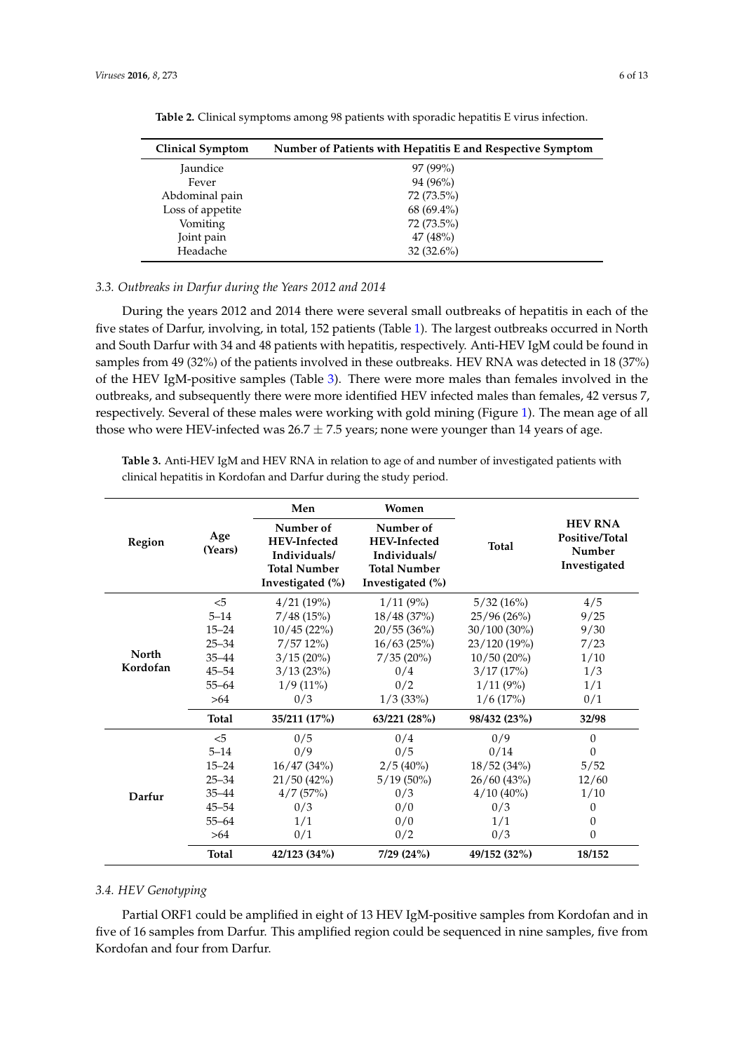**Table 2.** Clinical symptoms among 98 patients with sporadic hepatitis E virus infection.

| Clinical Symptom | Number of Patients with Hepatitis E and Respective Symptom |
|---|---|
| Jaundice | 97 (99%) |
| Fever | 94 (96%) |
| Abdominal pain | 72 (73.5%) |
| Loss of appetite | 68 (69.4%) |
| Vomiting | 72 (73.5%) |
| Joint pain | 47 (48%) |
| Headache | 32 (32.6%) |

### *3.3. Outbreaks in Darfur during the Years 2012 and 2014*

During the years 2012 and 2014 there were several small outbreaks of hepatitis in each of the five states of Darfur, involving, in total, 152 patients (Table 1). The largest outbreaks occurred in North and South Darfur with 34 and 48 patients with hepatitis, respectively. Anti-HEV IgM could be found in samples from 49 (32%) of the patients involved in these outbreaks. HEV RNA was detected in 18 (37%) of the HEV IgM-positive samples (Table 3). There were more males than females involved in the outbreaks, and subsequently there were more identified HEV infected males than females, 42 versus 7, respectively. Several of these males were working with gold mining (Figure 1). The mean age of all those who were HEV-infected was 26.7 $\pm$ 7.5 years; none were younger than 14 years of age.

**Table 3.** Anti-HEV IgM and HEV RNA in relation to age of and number of investigated patients with clinical hepatitis in Kordofan and Darfur during the study period.

| Region | Age (Years) | Men | Women | Total | HEV RNA Positive/Total Number Investigated |
|---|---|---|---|---|---|
| | | Number of HEV-Infected Individuals/ Total Number Investigated (%) | Number of HEV-Infected Individuals/ Total Number Investigated (%) | | |
| **North Kordofan** | <5 | 4/21 (19%) | 1/11 (9%) | 5/32 (16%) | 4/5 |
| | 5–14 | 7/48 (15%) | 18/48 (37%) | 25/96 (26%) | 9/25 |
| | 15–24 | 10/45 (22%) | 20/55 (36%) | 30/100 (30%) | 9/30 |
| | 25–34 | 7/57 12%) | 16/63 (25%) | 23/120 (19%) | 7/23 |
| | 35–44 | 3/15 (20%) | 7/35 (20%) | 10/50 (20%) | 1/10 |
| | 45–54 | 3/13 (23%) | 0/4 | 3/17 (17%) | 1/3 |
| | 55–64 | 1/9 (11%) | 0/2 | 1/11 (9%) | 1/1 |
| | >64 | 0/3 | 1/3 (33%) | 1/6 (17%) | 0/1 |
| | **Total** | **35/211 (17%)** | **63/221 (28%)** | **98/432 (23%)** | **32/98** |
| **Darfur** | <5 | 0/5 | 0/4 | 0/9 | 0 |
| | 5–14 | 0/9 | 0/5 | 0/14 | 0 |
| | 15–24 | 16/47 (34%) | 2/5 (40%) | 18/52 (34%) | 5/52 |
| | 25–34 | 21/50 (42%) | 5/19 (50%) | 26/60 (43%) | 12/60 |
| | 35–44 | 4/7 (57%) | 0/3 | 4/10 (40%) | 1/10 |
| | 45–54 | 0/3 | 0/0 | 0/3 | 0 |
| | 55–64 | 1/1 | 0/0 | 1/1 | 0 |
| | >64 | 0/1 | 0/2 | 0/3 | 0 |
| | **Total** | **42/123 (34%)** | **7/29 (24%)** | **49/152 (32%)** | **18/152** |

### *3.4. HEV Genotyping*

Partial ORF1 could be amplified in eight of 13 HEV IgM-positive samples from Kordofan and in five of 16 samples from Darfur. This amplified region could be sequenced in nine samples, five from Kordofan and four from Darfur.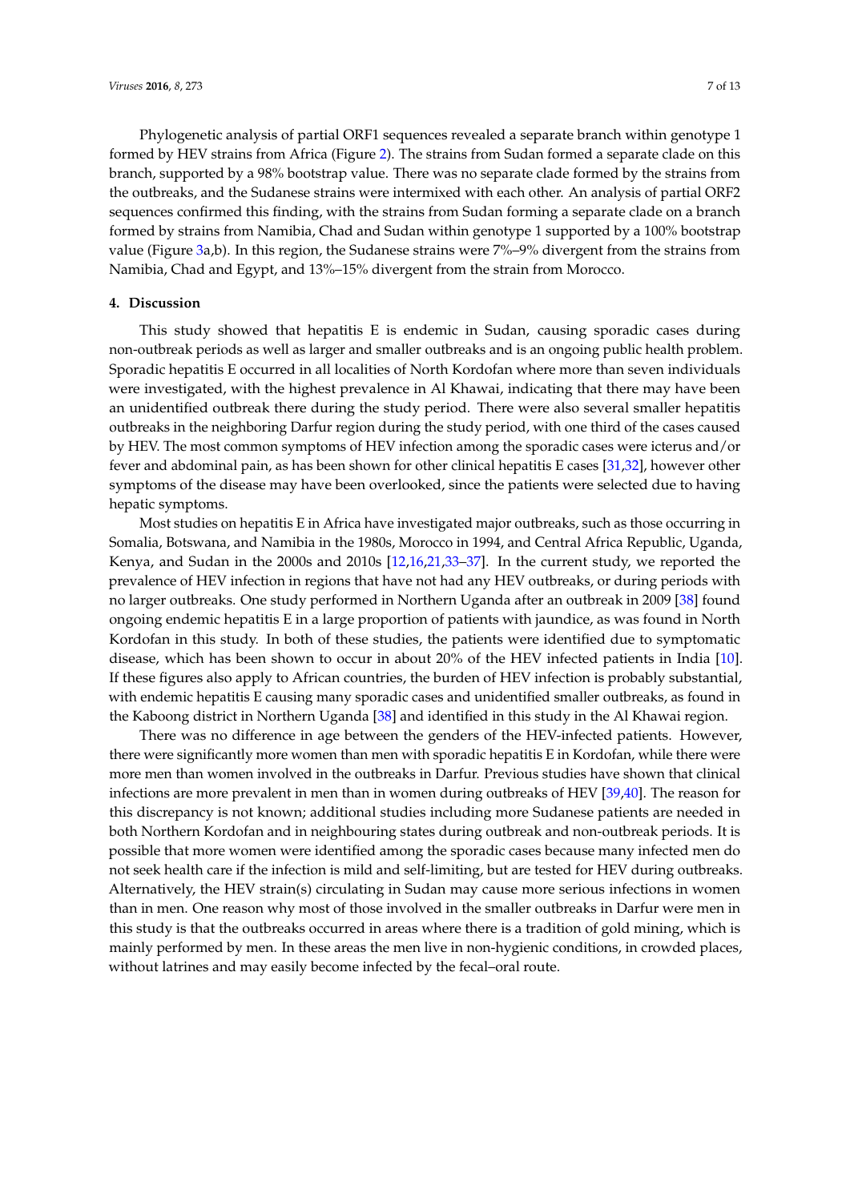Phylogenetic analysis of partial ORF1 sequences revealed a separate branch within genotype 1 formed by HEV strains from Africa (Figure 2). The strains from Sudan formed a separate clade on this branch, supported by a 98% bootstrap value. There was no separate clade formed by the strains from the outbreaks, and the Sudanese strains were intermixed with each other. An analysis of partial ORF2 sequences confirmed this finding, with the strains from Sudan forming a separate clade on a branch formed by strains from Namibia, Chad and Sudan within genotype 1 supported by a 100% bootstrap value (Figure 3a,b). In this region, the Sudanese strains were 7%–9% divergent from the strains from Namibia, Chad and Egypt, and 13%–15% divergent from the strain from Morocco.

## 4. Discussion

This study showed that hepatitis E is endemic in Sudan, causing sporadic cases during non-outbreak periods as well as larger and smaller outbreaks and is an ongoing public health problem. Sporadic hepatitis E occurred in all localities of North Kordofan where more than seven individuals were investigated, with the highest prevalence in Al Khawai, indicating that there may have been an unidentified outbreak there during the study period. There were also several smaller hepatitis outbreaks in the neighboring Darfur region during the study period, with one third of the cases caused by HEV. The most common symptoms of HEV infection among the sporadic cases were icterus and/or fever and abdominal pain, as has been shown for other clinical hepatitis E cases [31,32], however other symptoms of the disease may have been overlooked, since the patients were selected due to having hepatic symptoms.

Most studies on hepatitis E in Africa have investigated major outbreaks, such as those occurring in Somalia, Botswana, and Namibia in the 1980s, Morocco in 1994, and Central Africa Republic, Uganda, Kenya, and Sudan in the 2000s and 2010s [12,16,21,33–37]. In the current study, we reported the prevalence of HEV infection in regions that have not had any HEV outbreaks, or during periods with no larger outbreaks. One study performed in Northern Uganda after an outbreak in 2009 [38] found ongoing endemic hepatitis E in a large proportion of patients with jaundice, as was found in North Kordofan in this study. In both of these studies, the patients were identified due to symptomatic disease, which has been shown to occur in about 20% of the HEV infected patients in India [10]. If these figures also apply to African countries, the burden of HEV infection is probably substantial, with endemic hepatitis E causing many sporadic cases and unidentified smaller outbreaks, as found in the Kaboong district in Northern Uganda [38] and identified in this study in the Al Khawai region.

There was no difference in age between the genders of the HEV-infected patients. However, there were significantly more women than men with sporadic hepatitis E in Kordofan, while there were more men than women involved in the outbreaks in Darfur. Previous studies have shown that clinical infections are more prevalent in men than in women during outbreaks of HEV [39,40]. The reason for this discrepancy is not known; additional studies including more Sudanese patients are needed in both Northern Kordofan and in neighbouring states during outbreak and non-outbreak periods. It is possible that more women were identified among the sporadic cases because many infected men do not seek health care if the infection is mild and self-limiting, but are tested for HEV during outbreaks. Alternatively, the HEV strain(s) circulating in Sudan may cause more serious infections in women than in men. One reason why most of those involved in the smaller outbreaks in Darfur were men in this study is that the outbreaks occurred in areas where there is a tradition of gold mining, which is mainly performed by men. In these areas the men live in non-hygienic conditions, in crowded places, without latrines and may easily become infected by the fecal–oral route.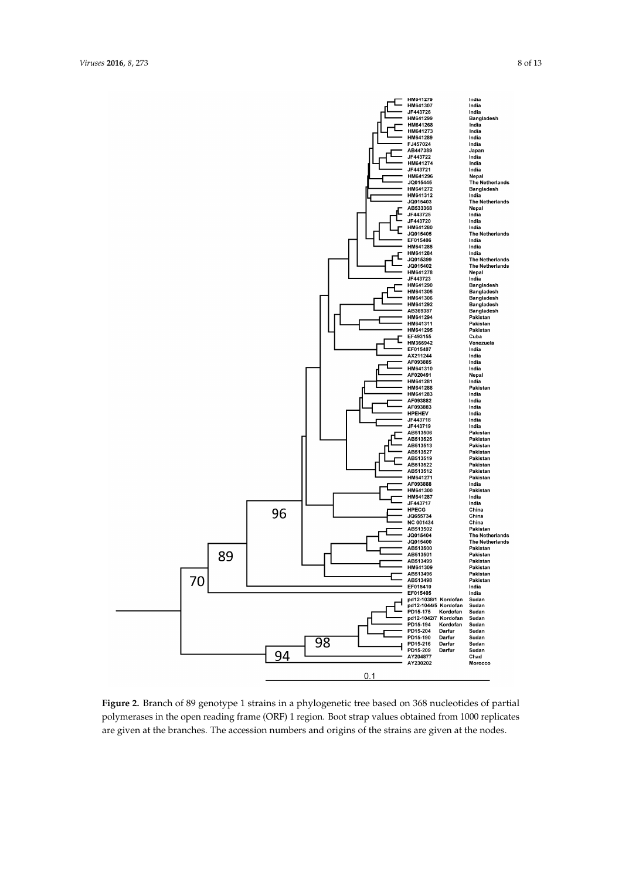**Figure 2.** Branch of 89 genotype 1 strains in a phylogenetic tree based on 368 nucleotides of partial polymerases in the open reading frame (ORF) 1 region. Boot strap values obtained from 1000 replicates are given at the branches. The accession numbers and origins of the strains are given at the nodes.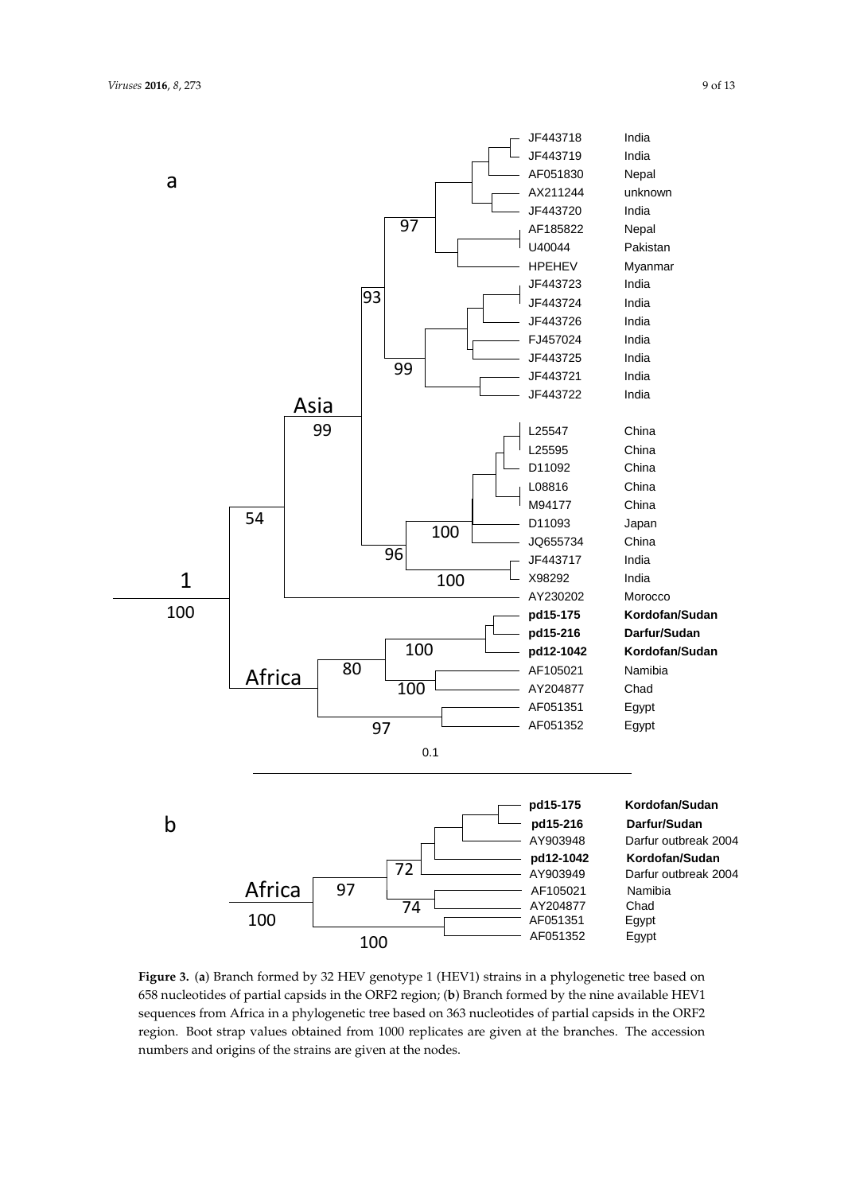**Figure 3.** (**a**) Branch formed by 32 HEV genotype 1 (HEV1) strains in a phylogenetic tree based on 658 nucleotides of partial capsids in the ORF2 region; (**b**) Branch formed by the nine available HEV1 sequences from Africa in a phylogenetic tree based on 363 nucleotides of partial capsids in the ORF2 region. Boot strap values obtained from 1000 replicates are given at the branches. The accession numbers and origins of the strains are given at the nodes.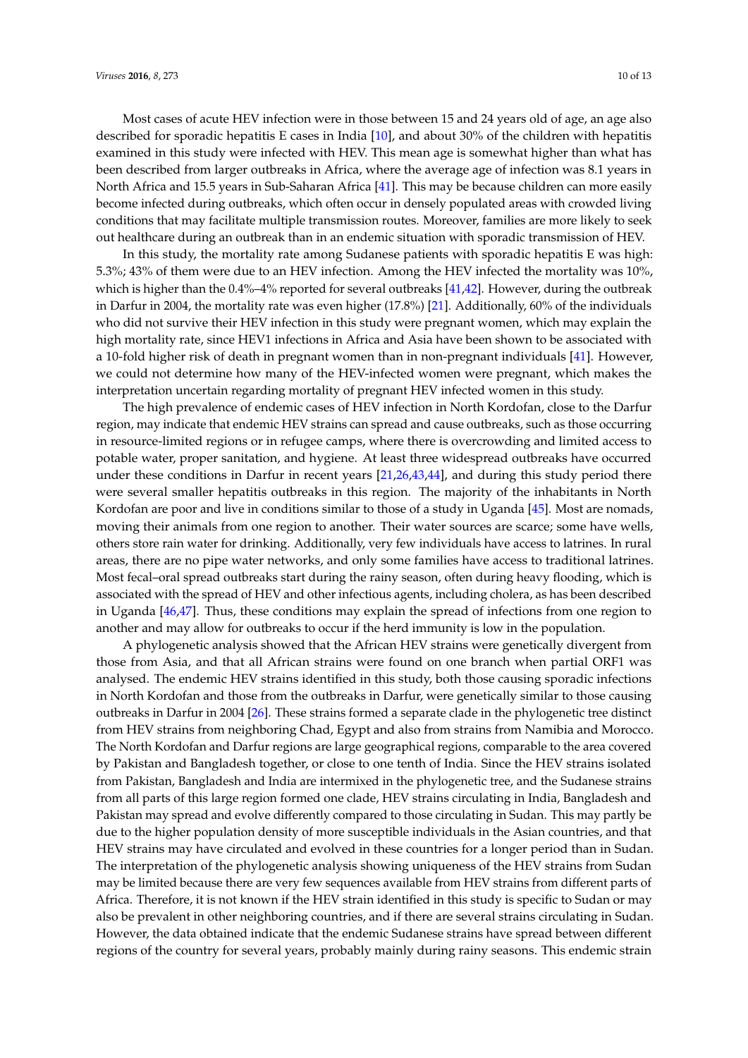Most cases of acute HEV infection were in those between 15 and 24 years old of age, an age also described for sporadic hepatitis E cases in India [10], and about 30% of the children with hepatitis examined in this study were infected with HEV. This mean age is somewhat higher than what has been described from larger outbreaks in Africa, where the average age of infection was 8.1 years in North Africa and 15.5 years in Sub-Saharan Africa [41]. This may be because children can more easily become infected during outbreaks, which often occur in densely populated areas with crowded living conditions that may facilitate multiple transmission routes. Moreover, families are more likely to seek out healthcare during an outbreak than in an endemic situation with sporadic transmission of HEV.

In this study, the mortality rate among Sudanese patients with sporadic hepatitis E was high: 5.3%; 43% of them were due to an HEV infection. Among the HEV infected the mortality was 10%, which is higher than the 0.4%–4% reported for several outbreaks [41,42]. However, during the outbreak in Darfur in 2004, the mortality rate was even higher (17.8%) [21]. Additionally, 60% of the individuals who did not survive their HEV infection in this study were pregnant women, which may explain the high mortality rate, since HEV1 infections in Africa and Asia have been shown to be associated with a 10-fold higher risk of death in pregnant women than in non-pregnant individuals [41]. However, we could not determine how many of the HEV-infected women were pregnant, which makes the interpretation uncertain regarding mortality of pregnant HEV infected women in this study.

The high prevalence of endemic cases of HEV infection in North Kordofan, close to the Darfur region, may indicate that endemic HEV strains can spread and cause outbreaks, such as those occurring in resource-limited regions or in refugee camps, where there is overcrowding and limited access to potable water, proper sanitation, and hygiene. At least three widespread outbreaks have occurred under these conditions in Darfur in recent years [21,26,43,44], and during this study period there were several smaller hepatitis outbreaks in this region. The majority of the inhabitants in North Kordofan are poor and live in conditions similar to those of a study in Uganda [45]. Most are nomads, moving their animals from one region to another. Their water sources are scarce; some have wells, others store rain water for drinking. Additionally, very few individuals have access to latrines. In rural areas, there are no pipe water networks, and only some families have access to traditional latrines. Most fecal–oral spread outbreaks start during the rainy season, often during heavy flooding, which is associated with the spread of HEV and other infectious agents, including cholera, as has been described in Uganda [46,47]. Thus, these conditions may explain the spread of infections from one region to another and may allow for outbreaks to occur if the herd immunity is low in the population.

A phylogenetic analysis showed that the African HEV strains were genetically divergent from those from Asia, and that all African strains were found on one branch when partial ORF1 was analysed. The endemic HEV strains identified in this study, both those causing sporadic infections in North Kordofan and those from the outbreaks in Darfur, were genetically similar to those causing outbreaks in Darfur in 2004 [26]. These strains formed a separate clade in the phylogenetic tree distinct from HEV strains from neighboring Chad, Egypt and also from strains from Namibia and Morocco. The North Kordofan and Darfur regions are large geographical regions, comparable to the area covered by Pakistan and Bangladesh together, or close to one tenth of India. Since the HEV strains isolated from Pakistan, Bangladesh and India are intermixed in the phylogenetic tree, and the Sudanese strains from all parts of this large region formed one clade, HEV strains circulating in India, Bangladesh and Pakistan may spread and evolve differently compared to those circulating in Sudan. This may partly be due to the higher population density of more susceptible individuals in the Asian countries, and that HEV strains may have circulated and evolved in these countries for a longer period than in Sudan. The interpretation of the phylogenetic analysis showing uniqueness of the HEV strains from Sudan may be limited because there are very few sequences available from HEV strains from different parts of Africa. Therefore, it is not known if the HEV strain identified in this study is specific to Sudan or may also be prevalent in other neighboring countries, and if there are several strains circulating in Sudan. However, the data obtained indicate that the endemic Sudanese strains have spread between different regions of the country for several years, probably mainly during rainy seasons. This endemic strain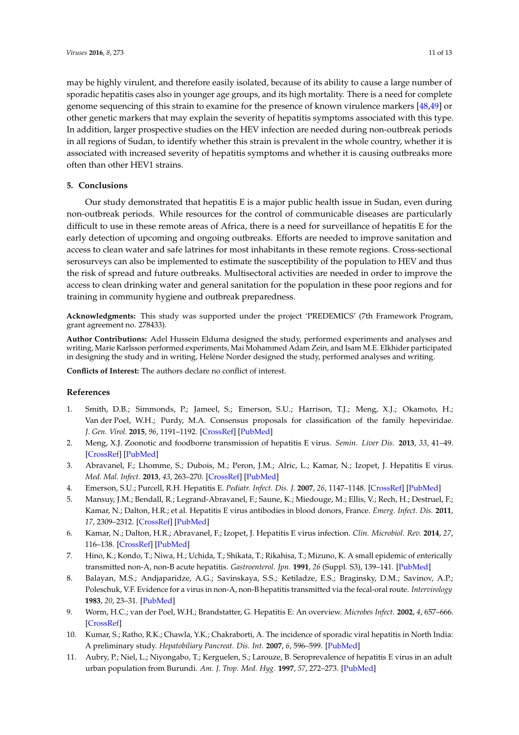may be highly virulent, and therefore easily isolated, because of its ability to cause a large number of sporadic hepatitis cases also in younger age groups, and its high mortality. There is a need for complete genome sequencing of this strain to examine for the presence of known virulence markers [48,49] or other genetic markers that may explain the severity of hepatitis symptoms associated with this type. In addition, larger prospective studies on the HEV infection are needed during non-outbreak periods in all regions of Sudan, to identify whether this strain is prevalent in the whole country, whether it is associated with increased severity of hepatitis symptoms and whether it is causing outbreaks more often than other HEV1 strains.

## 5. Conclusions

Our study demonstrated that hepatitis E is a major public health issue in Sudan, even during non-outbreak periods. While resources for the control of communicable diseases are particularly difficult to use in these remote areas of Africa, there is a need for surveillance of hepatitis E for the early detection of upcoming and ongoing outbreaks. Efforts are needed to improve sanitation and access to clean water and safe latrines for most inhabitants in these remote regions. Cross-sectional serosurveys can also be implemented to estimate the susceptibility of the population to HEV and thus the risk of spread and future outbreaks. Multisectoral activities are needed in order to improve the access to clean drinking water and general sanitation for the population in these poor regions and for training in community hygiene and outbreak preparedness.

**Acknowledgments:** This study was supported under the project 'PREDEMICS' (7th Framework Program, grant agreement no. 278433).

**Author Contributions:** Adel Hussein Elduma designed the study, performed experiments and analyses and writing, Marie Karlsson performed experiments, Mai Mohammed Adam Zein, and Isam M.E. Elkhider participated in designing the study and in writing, Heléne Norder designed the study, performed analyses and writing.

**Conflicts of Interest:** The authors declare no conflict of interest.

## References

1. Smith, D.B.; Simmonds, P.; Jameel, S.; Emerson, S.U.; Harrison, T.J.; Meng, X.J.; Okamoto, H.; Van der Poel, W.H.; Purdy, M.A. Consensus proposals for classification of the family hepeviridae. *J. Gen. Virol.* **2015**, *96*, 1191–1192. [CrossRef] [PubMed]
2. Meng, X.J. Zoonotic and foodborne transmission of hepatitis E virus. *Semin. Liver Dis.* **2013**, *33*, 41–49. [CrossRef] [PubMed]
3. Abravanel, F.; Lhomme, S.; Dubois, M.; Peron, J.M.; Alric, L.; Kamar, N.; Izopet, J. Hepatitis E virus. *Med. Mal. Infect.* **2013**, *43*, 263–270. [CrossRef] [PubMed]
4. Emerson, S.U.; Purcell, R.H. Hepatitis E. *Pediatr. Infect. Dis. J.* **2007**, *26*, 1147–1148. [CrossRef] [PubMed]
5. Mansuy, J.M.; Bendall, R.; Legrand-Abravanel, F.; Saune, K.; Miedouge, M.; Ellis, V.; Rech, H.; Destruel, F.; Kamar, N.; Dalton, H.R.; et al. Hepatitis E virus antibodies in blood donors, France. *Emerg. Infect. Dis.* **2011**, *17*, 2309–2312. [CrossRef] [PubMed]
6. Kamar, N.; Dalton, H.R.; Abravanel, F.; Izopet, J. Hepatitis E virus infection. *Clin. Microbiol. Rev.* **2014**, *27*, 116–138. [CrossRef] [PubMed]
7. Hino, K.; Kondo, T.; Niwa, H.; Uchida, T.; Shikata, T.; Rikahisa, T.; Mizuno, K. A small epidemic of enterically transmitted non-A, non-B acute hepatitis. *Gastroenterol. Jpn.* **1991**, *26* (Suppl. S3), 139–141. [PubMed]
8. Balayan, M.S.; Andjaparidze, A.G.; Savinskaya, S.S.; Ketiladze, E.S.; Braginsky, D.M.; Savinov, A.P.; Poleschuk, V.F. Evidence for a virus in non-A, non-B hepatitis transmitted via the fecal-oral route. *Intervirology* **1983**, *20*, 23–31. [PubMed]
9. Worm, H.C.; van der Poel, W.H.; Brandstatter, G. Hepatitis E: An overview. *Microbes Infect.* **2002**, *4*, 657–666. [CrossRef]
10. Kumar, S.; Ratho, R.K.; Chawla, Y.K.; Chakraborti, A. The incidence of sporadic viral hepatitis in North India: A preliminary study. *Hepatobiliary Pancreat. Dis. Int.* **2007**, *6*, 596–599. [PubMed]
11. Aubry, P.; Niel, L.; Niyongabo, T.; Kerguelen, S.; Larouze, B. Seroprevalence of hepatitis E virus in an adult urban population from Burundi. *Am. J. Trop. Med. Hyg.* **1997**, *57*, 272–273. [PubMed]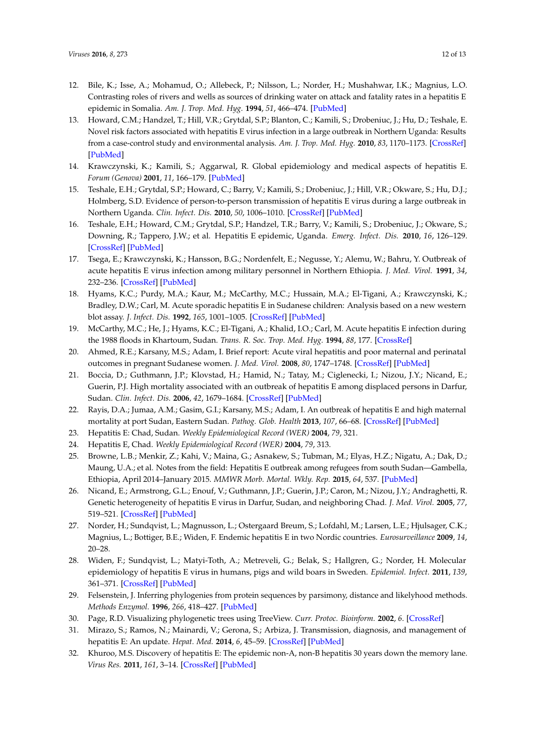12. Bile, K.; Isse, A.; Mohamud, O.; Allebeck, P.; Nilsson, L.; Norder, H.; Mushahwar, I.K.; Magnius, L.O. Contrasting roles of rivers and wells as sources of drinking water on attack and fatality rates in a hepatitis E epidemic in Somalia. *Am. J. Trop. Med. Hyg.* **1994**, *51*, 466–474. [PubMed]
13. Howard, C.M.; Handzel, T.; Hill, V.R.; Grytdal, S.P.; Blanton, C.; Kamili, S.; Drobeniuc, J.; Hu, D.; Teshale, E. Novel risk factors associated with hepatitis E virus infection in a large outbreak in Northern Uganda: Results from a case-control study and environmental analysis. *Am. J. Trop. Med. Hyg.* **2010**, *83*, 1170–1173. [CrossRef] [PubMed]
14. Krawczynski, K.; Kamili, S.; Aggarwal, R. Global epidemiology and medical aspects of hepatitis E. *Forum (Genova)* **2001**, *11*, 166–179. [PubMed]
15. Teshale, E.H.; Grytdal, S.P.; Howard, C.; Barry, V.; Kamili, S.; Drobeniuc, J.; Hill, V.R.; Okware, S.; Hu, D.J.; Holmberg, S.D. Evidence of person-to-person transmission of hepatitis E virus during a large outbreak in Northern Uganda. *Clin. Infect. Dis.* **2010**, *50*, 1006–1010. [CrossRef] [PubMed]
16. Teshale, E.H.; Howard, C.M.; Grytdal, S.P.; Handzel, T.R.; Barry, V.; Kamili, S.; Drobeniuc, J.; Okware, S.; Downing, R.; Tappero, J.W.; et al. Hepatitis E epidemic, Uganda. *Emerg. Infect. Dis.* **2010**, *16*, 126–129. [CrossRef] [PubMed]
17. Tsega, E.; Krawczynski, K.; Hansson, B.G.; Nordenfelt, E.; Negusse, Y.; Alemu, W.; Bahru, Y. Outbreak of acute hepatitis E virus infection among military personnel in Northern Ethiopia. *J. Med. Virol.* **1991**, *34*, 232–236. [CrossRef] [PubMed]
18. Hyams, K.C.; Purdy, M.A.; Kaur, M.; McCarthy, M.C.; Hussain, M.A.; El-Tigani, A.; Krawczynski, K.; Bradley, D.W.; Carl, M. Acute sporadic hepatitis E in Sudanese children: Analysis based on a new western blot assay. *J. Infect. Dis.* **1992**, *165*, 1001–1005. [CrossRef] [PubMed]
19. McCarthy, M.C.; He, J.; Hyams, K.C.; El-Tigani, A.; Khalid, I.O.; Carl, M. Acute hepatitis E infection during the 1988 floods in Khartoum, Sudan. *Trans. R. Soc. Trop. Med. Hyg.* **1994**, *88*, 177. [CrossRef]
20. Ahmed, R.E.; Karsany, M.S.; Adam, I. Brief report: Acute viral hepatitis and poor maternal and perinatal outcomes in pregnant Sudanese women. *J. Med. Virol.* **2008**, *80*, 1747–1748. [CrossRef] [PubMed]
21. Boccia, D.; Guthmann, J.P.; Klovstad, H.; Hamid, N.; Tatay, M.; Ciglenecki, I.; Nizou, J.Y.; Nicand, E.; Guerin, P.J. High mortality associated with an outbreak of hepatitis E among displaced persons in Darfur, Sudan. *Clin. Infect. Dis.* **2006**, *42*, 1679–1684. [CrossRef] [PubMed]
22. Rayis, D.A.; Jumaa, A.M.; Gasim, G.I.; Karsany, M.S.; Adam, I. An outbreak of hepatitis E and high maternal mortality at port Sudan, Eastern Sudan. *Pathog. Glob. Health* **2013**, *107*, 66–68. [CrossRef] [PubMed]
23. Hepatitis E: Chad, Sudan. *Weekly Epidemiological Record (WER)* **2004**, *79*, 321.
24. Hepatitis E, Chad. *Weekly Epidemiological Record (WER)* **2004**, *79*, 313.
25. Browne, L.B.; Menkir, Z.; Kahi, V.; Maina, G.; Asnakew, S.; Tubman, M.; Elyas, H.Z.; Nigatu, A.; Dak, D.; Maung, U.A.; et al. Notes from the field: Hepatitis E outbreak among refugees from south Sudan—Gambella, Ethiopia, April 2014–January 2015. *MMWR Morb. Mortal. Wkly. Rep.* **2015**, *64*, 537. [PubMed]
26. Nicand, E.; Armstrong, G.L.; Enouf, V.; Guthmann, J.P.; Guerin, J.P.; Caron, M.; Nizou, J.Y.; Andraghetti, R. Genetic heterogeneity of hepatitis E virus in Darfur, Sudan, and neighboring Chad. *J. Med. Virol.* **2005**, *77*, 519–521. [CrossRef] [PubMed]
27. Norder, H.; Sundqvist, L.; Magnusson, L.; Ostergaard Breum, S.; Lofdahl, M.; Larsen, L.E.; Hjulsager, C.K.; Magnius, L.; Bottiger, B.E.; Widen, F. Endemic hepatitis E in two Nordic countries. *Eurosurveillance* **2009**, *14*, 20–28.
28. Widen, F.; Sundqvist, L.; Matyi-Toth, A.; Metreveli, G.; Belak, S.; Hallgren, G.; Norder, H. Molecular epidemiology of hepatitis E virus in humans, pigs and wild boars in Sweden. *Epidemiol. Infect.* **2011**, *139*, 361–371. [CrossRef] [PubMed]
29. Felsenstein, J. Inferring phylogenies from protein sequences by parsimony, distance and likelihood methods. *Methods Enzymol.* **1996**, *266*, 418–427. [PubMed]
30. Page, R.D. Visualizing phylogenetic trees using TreeView. *Curr. Protoc. Bioinform.* **2002**, *6*. [CrossRef]
31. Mirazo, S.; Ramos, N.; Mainardi, V.; Gerona, S.; Arbiza, J. Transmission, diagnosis, and management of hepatitis E: An update. *Hepat. Med.* **2014**, *6*, 45–59. [CrossRef] [PubMed]
32. Khuroo, M.S. Discovery of hepatitis E: The epidemic non-A, non-B hepatitis 30 years down the memory lane. *Virus Res.* **2011**, *161*, 3–14. [CrossRef] [PubMed]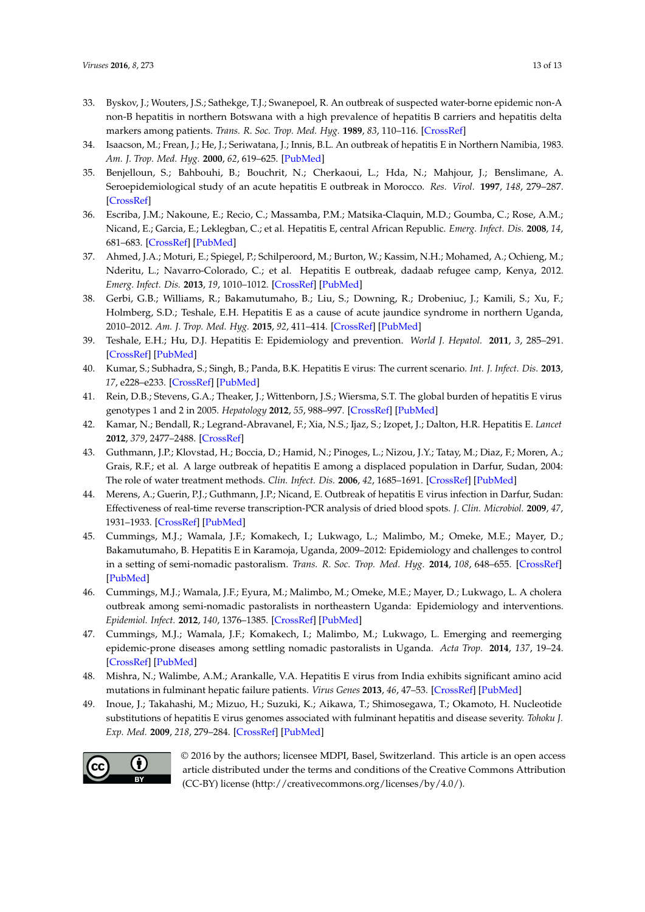33. Byskov, J.; Wouters, J.S.; Sathekge, T.J.; Swanepoel, R. An outbreak of suspected water-borne epidemic non-A non-B hepatitis in northern Botswana with a high prevalence of hepatitis B carriers and hepatitis delta markers among patients. *Trans. R. Soc. Trop. Med. Hyg.* **1989**, *83*, 110–116. [CrossRef]
34. Isaacson, M.; Frean, J.; He, J.; Seriwatana, J.; Innis, B.L. An outbreak of hepatitis E in Northern Namibia, 1983. *Am. J. Trop. Med. Hyg.* **2000**, *62*, 619–625. [PubMed]
35. Benjelloun, S.; Bahbouhi, B.; Bouchrit, N.; Cherkaoui, L.; Hda, N.; Mahjour, J.; Benslimane, A. Seroepidemiological study of an acute hepatitis E outbreak in Morocco. *Res. Virol.* **1997**, *148*, 279–287. [CrossRef]
36. Escriba, J.M.; Nakoune, E.; Recio, C.; Massamba, P.M.; Matsika-Claquin, M.D.; Goumba, C.; Rose, A.M.; Nicand, E.; Garcia, E.; Leklegban, C.; et al. Hepatitis E, central African Republic. *Emerg. Infect. Dis.* **2008**, *14*, 681–683. [CrossRef] [PubMed]
37. Ahmed, J.A.; Moturi, E.; Spiegel, P.; Schilperoord, M.; Burton, W.; Kassim, N.H.; Mohamed, A.; Ochieng, M.; Nderitu, L.; Navarro-Colorado, C.; et al. Hepatitis E outbreak, dadaab refugee camp, Kenya, 2012. *Emerg. Infect. Dis.* **2013**, *19*, 1010–1012. [CrossRef] [PubMed]
38. Gerbi, G.B.; Williams, R.; Bakamutumaho, B.; Liu, S.; Downing, R.; Drobeniuc, J.; Kamili, S.; Xu, F.; Holmberg, S.D.; Teshale, E.H. Hepatitis E as a cause of acute jaundice syndrome in northern Uganda, 2010–2012. *Am. J. Trop. Med. Hyg.* **2015**, *92*, 411–414. [CrossRef] [PubMed]
39. Teshale, E.H.; Hu, D.J. Hepatitis E: Epidemiology and prevention. *World J. Hepatol.* **2011**, *3*, 285–291. [CrossRef] [PubMed]
40. Kumar, S.; Subhadra, S.; Singh, B.; Panda, B.K. Hepatitis E virus: The current scenario. *Int. J. Infect. Dis.* **2013**, *17*, e228–e233. [CrossRef] [PubMed]
41. Rein, D.B.; Stevens, G.A.; Theaker, J.; Wittenborn, J.S.; Wiersma, S.T. The global burden of hepatitis E virus genotypes 1 and 2 in 2005. *Hepatology* **2012**, *55*, 988–997. [CrossRef] [PubMed]
42. Kamar, N.; Bendall, R.; Legrand-Abravanel, F.; Xia, N.S.; Ijaz, S.; Izopet, J.; Dalton, H.R. Hepatitis E. *Lancet* **2012**, *379*, 2477–2488. [CrossRef]
43. Guthmann, J.P.; Klovstad, H.; Boccia, D.; Hamid, N.; Pinoges, L.; Nizou, J.Y.; Tatay, M.; Diaz, F.; Moren, A.; Grais, R.F.; et al. A large outbreak of hepatitis E among a displaced population in Darfur, Sudan, 2004: The role of water treatment methods. *Clin. Infect. Dis.* **2006**, *42*, 1685–1691. [CrossRef] [PubMed]
44. Merens, A.; Guerin, P.J.; Guthmann, J.P.; Nicand, E. Outbreak of hepatitis E virus infection in Darfur, Sudan: Effectiveness of real-time reverse transcription-PCR analysis of dried blood spots. *J. Clin. Microbiol.* **2009**, *47*, 1931–1933. [CrossRef] [PubMed]
45. Cummings, M.J.; Wamala, J.F.; Komakech, I.; Lukwago, L.; Malimbo, M.; Omeke, M.E.; Mayer, D.; Bakamutumaho, B. Hepatitis E in Karamoja, Uganda, 2009–2012: Epidemiology and challenges to control in a setting of semi-nomadic pastoralism. *Trans. R. Soc. Trop. Med. Hyg.* **2014**, *108*, 648–655. [CrossRef] [PubMed]
46. Cummings, M.J.; Wamala, J.F.; Eyura, M.; Malimbo, M.; Omeke, M.E.; Mayer, D.; Lukwago, L. A cholera outbreak among semi-nomadic pastoralists in northeastern Uganda: Epidemiology and interventions. *Epidemiol. Infect.* **2012**, *140*, 1376–1385. [CrossRef] [PubMed]
47. Cummings, M.J.; Wamala, J.F.; Komakech, I.; Malimbo, M.; Lukwago, L. Emerging and reemerging epidemic-prone diseases among settling nomadic pastoralists in Uganda. *Acta Trop.* **2014**, *137*, 19–24. [CrossRef] [PubMed]
48. Mishra, N.; Walimbe, A.M.; Arankalle, V.A. Hepatitis E virus from India exhibits significant amino acid mutations in fulminant hepatic failure patients. *Virus Genes* **2013**, *46*, 47–53. [CrossRef] [PubMed]
49. Inoue, J.; Takahashi, M.; Mizuo, H.; Suzuki, K.; Aikawa, T.; Shimosegawa, T.; Okamoto, H. Nucleotide substitutions of hepatitis E virus genomes associated with fulminant hepatitis and disease severity. *Tohoku J. Exp. Med.* **2009**, *218*, 279–284. [CrossRef] [PubMed]

© 2016 by the authors; licensee MDPI, Basel, Switzerland. This article is an open access article distributed under the terms and conditions of the Creative Commons Attribution (CC-BY) license (http://creativecommons.org/licenses/by/4.0/).